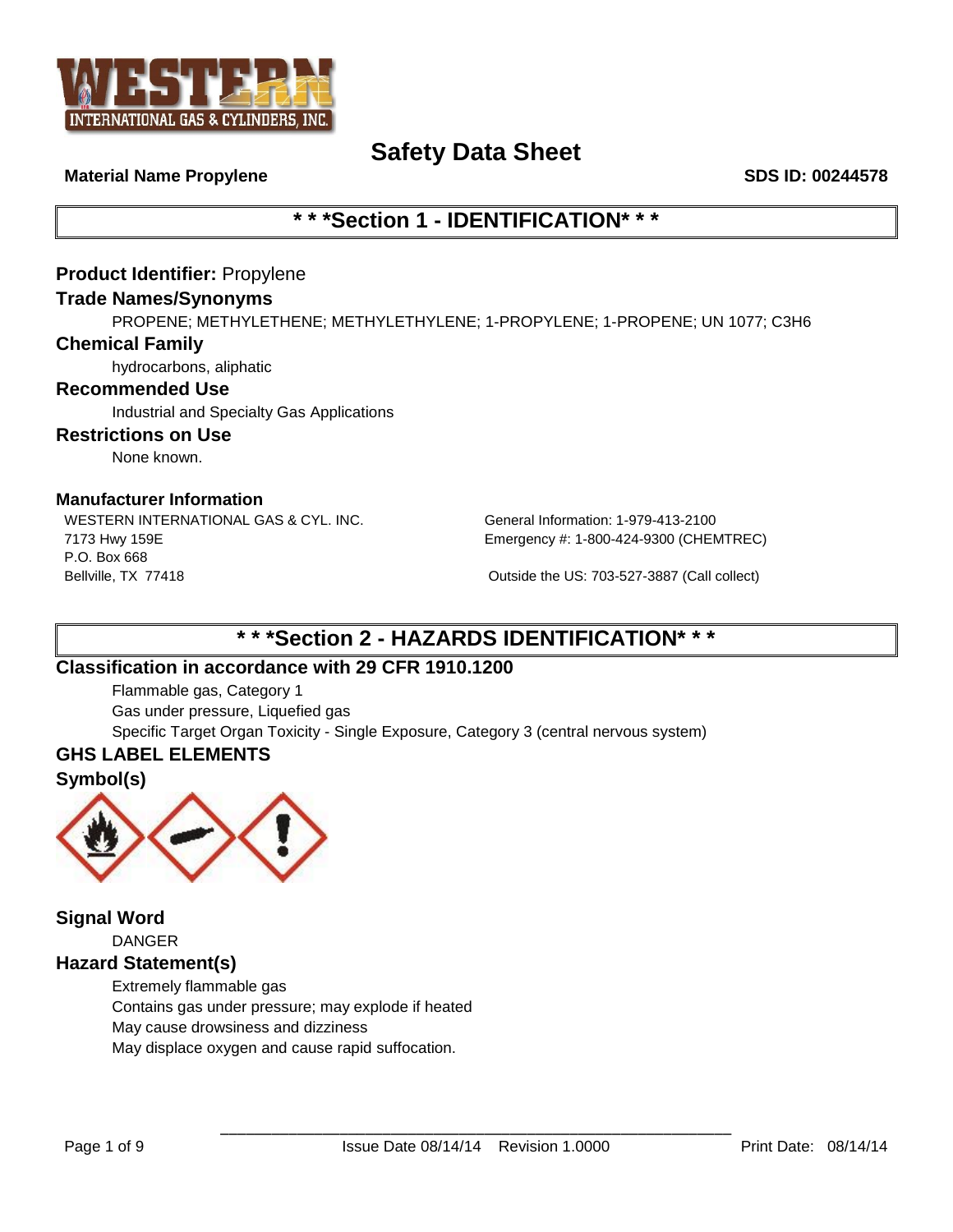# Safety Data Sheet

**Material Name Propylene** **SDS ID: 00244578**

## * * *Section 1 - IDENTIFICATION* * *

**Product Identifier:** Propylene

### Trade Names/Synonyms

PROPENE; METHYLETHENE; METHYLETHYLENE; 1-PROPYLENE; 1-PROPENE; UN 1077; C3H6

### Chemical Family

hydrocarbons, aliphatic

### Recommended Use

Industrial and Specialty Gas Applications

### Restrictions on Use

None known.

### Manufacturer Information

WESTERN INTERNATIONAL GAS & CYL. INC.
7173 Hwy 159E
P.O. Box 668
Bellville, TX 77418

General Information: 1-979-413-2100
Emergency #: 1-800-424-9300 (CHEMTREC)

Outside the US: 703-527-3887 (Call collect)

## * * *Section 2 - HAZARDS IDENTIFICATION* * *

### Classification in accordance with 29 CFR 1910.1200

Flammable gas, Category 1
Gas under pressure, Liquefied gas
Specific Target Organ Toxicity - Single Exposure, Category 3 (central nervous system)

### GHS LABEL ELEMENTS

### Symbol(s)

### Signal Word

DANGER

### Hazard Statement(s)

Extremely flammable gas
Contains gas under pressure; may explode if heated
May cause drowsiness and dizziness
May displace oxygen and cause rapid suffocation.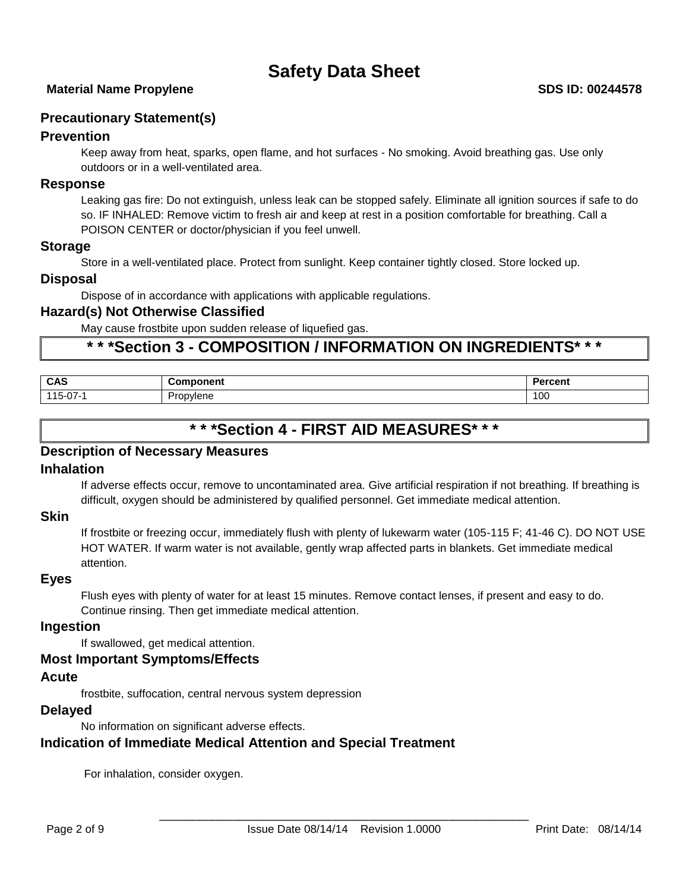## Precautionary Statement(s)

### Prevention

Keep away from heat, sparks, open flame, and hot surfaces - No smoking. Avoid breathing gas. Use only outdoors or in a well-ventilated area.

### Response

Leaking gas fire: Do not extinguish, unless leak can be stopped safely. Eliminate all ignition sources if safe to do so. IF INHALED: Remove victim to fresh air and keep at rest in a position comfortable for breathing. Call a POISON CENTER or doctor/physician if you feel unwell.

### Storage

Store in a well-ventilated place. Protect from sunlight. Keep container tightly closed. Store locked up.

### Disposal

Dispose of in accordance with applications with applicable regulations.

### Hazard(s) Not Otherwise Classified

May cause frostbite upon sudden release of liquefied gas.

# * * *Section 3 - COMPOSITION / INFORMATION ON INGREDIENTS* * *

| CAS | Component | Percent |
|---|---|---|
| 115-07-1 | Propylene | 100 |

# * * *Section 4 - FIRST AID MEASURES* * *

## Description of Necessary Measures

### Inhalation

If adverse effects occur, remove to uncontaminated area. Give artificial respiration if not breathing. If breathing is difficult, oxygen should be administered by qualified personnel. Get immediate medical attention.

### Skin

If frostbite or freezing occur, immediately flush with plenty of lukewarm water (105-115 F; 41-46 C). DO NOT USE HOT WATER. If warm water is not available, gently wrap affected parts in blankets. Get immediate medical attention.

### Eyes

Flush eyes with plenty of water for at least 15 minutes. Remove contact lenses, if present and easy to do. Continue rinsing. Then get immediate medical attention.

### Ingestion

If swallowed, get medical attention.

## Most Important Symptoms/Effects

### Acute

frostbite, suffocation, central nervous system depression

### Delayed

No information on significant adverse effects.

## Indication of Immediate Medical Attention and Special Treatment

For inhalation, consider oxygen.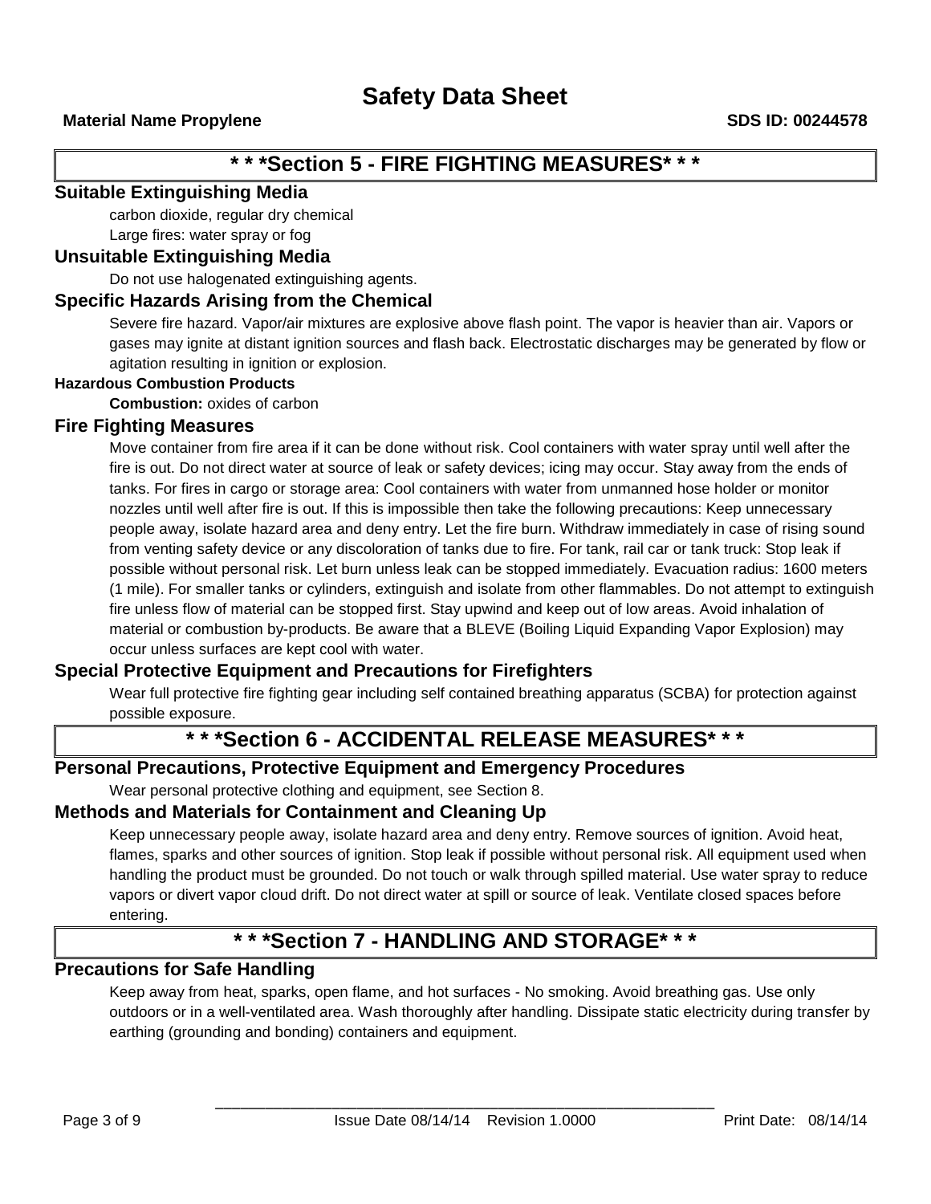## * * *Section 5 - FIRE FIGHTING MEASURES* * *

### Suitable Extinguishing Media

carbon dioxide, regular dry chemical
Large fires: water spray or fog

### Unsuitable Extinguishing Media

Do not use halogenated extinguishing agents.

### Specific Hazards Arising from the Chemical

Severe fire hazard. Vapor/air mixtures are explosive above flash point. The vapor is heavier than air. Vapors or gases may ignite at distant ignition sources and flash back. Electrostatic discharges may be generated by flow or agitation resulting in ignition or explosion.

#### Hazardous Combustion Products

**Combustion:** oxides of carbon

### Fire Fighting Measures

Move container from fire area if it can be done without risk. Cool containers with water spray until well after the fire is out. Do not direct water at source of leak or safety devices; icing may occur. Stay away from the ends of tanks. For fires in cargo or storage area: Cool containers with water from unmanned hose holder or monitor nozzles until well after fire is out. If this is impossible then take the following precautions: Keep unnecessary people away, isolate hazard area and deny entry. Let the fire burn. Withdraw immediately in case of rising sound from venting safety device or any discoloration of tanks due to fire. For tank, rail car or tank truck: Stop leak if possible without personal risk. Let burn unless leak can be stopped immediately. Evacuation radius: 1600 meters (1 mile). For smaller tanks or cylinders, extinguish and isolate from other flammables. Do not attempt to extinguish fire unless flow of material can be stopped first. Stay upwind and keep out of low areas. Avoid inhalation of material or combustion by-products. Be aware that a BLEVE (Boiling Liquid Expanding Vapor Explosion) may occur unless surfaces are kept cool with water.

### Special Protective Equipment and Precautions for Firefighters

Wear full protective fire fighting gear including self contained breathing apparatus (SCBA) for protection against possible exposure.

## * * *Section 6 - ACCIDENTAL RELEASE MEASURES* * *

### Personal Precautions, Protective Equipment and Emergency Procedures

Wear personal protective clothing and equipment, see Section 8.

### Methods and Materials for Containment and Cleaning Up

Keep unnecessary people away, isolate hazard area and deny entry. Remove sources of ignition. Avoid heat, flames, sparks and other sources of ignition. Stop leak if possible without personal risk. All equipment used when handling the product must be grounded. Do not touch or walk through spilled material. Use water spray to reduce vapors or divert vapor cloud drift. Do not direct water at spill or source of leak. Ventilate closed spaces before entering.

## * * *Section 7 - HANDLING AND STORAGE* * *

### Precautions for Safe Handling

Keep away from heat, sparks, open flame, and hot surfaces - No smoking. Avoid breathing gas. Use only outdoors or in a well-ventilated area. Wash thoroughly after handling. Dissipate static electricity during transfer by earthing (grounding and bonding) containers and equipment.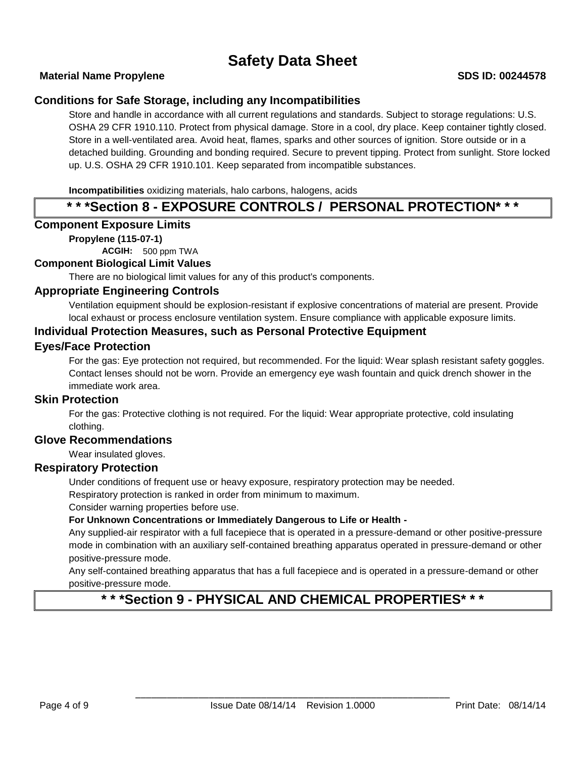## Conditions for Safe Storage, including any Incompatibilities

Store and handle in accordance with all current regulations and standards. Subject to storage regulations: U.S. OSHA 29 CFR 1910.110. Protect from physical damage. Store in a cool, dry place. Keep container tightly closed. Store in a well-ventilated area. Avoid heat, flames, sparks and other sources of ignition. Store outside or in a detached building. Grounding and bonding required. Secure to prevent tipping. Protect from sunlight. Store locked up. U.S. OSHA 29 CFR 1910.101. Keep separated from incompatible substances.

**Incompatibilities** oxidizing materials, halo carbons, halogens, acids

# * * *Section 8 - EXPOSURE CONTROLS / PERSONAL PROTECTION* * *

## Component Exposure Limits

**Propylene (115-07-1)**

**ACGIH:** 500 ppm TWA

## Component Biological Limit Values

There are no biological limit values for any of this product's components.

## Appropriate Engineering Controls

Ventilation equipment should be explosion-resistant if explosive concentrations of material are present. Provide local exhaust or process enclosure ventilation system. Ensure compliance with applicable exposure limits.

## Individual Protection Measures, such as Personal Protective Equipment

## Eyes/Face Protection

For the gas: Eye protection not required, but recommended. For the liquid: Wear splash resistant safety goggles. Contact lenses should not be worn. Provide an emergency eye wash fountain and quick drench shower in the immediate work area.

## Skin Protection

For the gas: Protective clothing is not required. For the liquid: Wear appropriate protective, cold insulating clothing.

## Glove Recommendations

Wear insulated gloves.

## Respiratory Protection

Under conditions of frequent use or heavy exposure, respiratory protection may be needed.

Respiratory protection is ranked in order from minimum to maximum.

Consider warning properties before use.

**For Unknown Concentrations or Immediately Dangerous to Life or Health -**

Any supplied-air respirator with a full facepiece that is operated in a pressure-demand or other positive-pressure mode in combination with an auxiliary self-contained breathing apparatus operated in pressure-demand or other positive-pressure mode.

Any self-contained breathing apparatus that has a full facepiece and is operated in a pressure-demand or other positive-pressure mode.

# * * *Section 9 - PHYSICAL AND CHEMICAL PROPERTIES* * *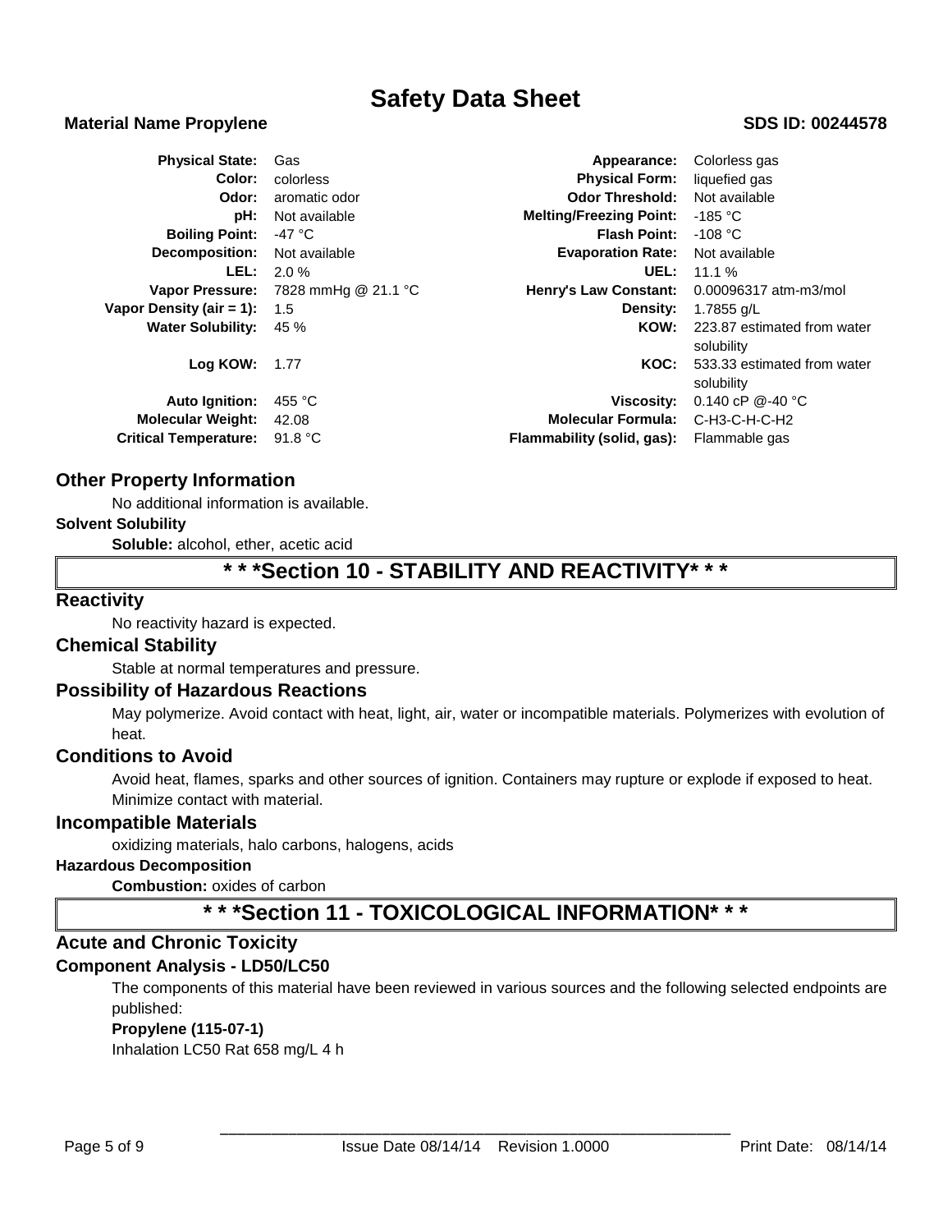# Safety Data Sheet

**Material Name Propylene** **SDS ID: 00244578**

| Property | Value | Property | Value |
|---|---|---|---|
| **Physical State:** | Gas | **Appearance:** | Colorless gas |
| **Color:** | colorless | **Physical Form:** | liquefied gas |
| **Odor:** | aromatic odor | **Odor Threshold:** | Not available |
| **pH:** | Not available | **Melting/Freezing Point:** | -185 °C |
| **Boiling Point:** | -47 °C | **Flash Point:** | -108 °C |
| **Decomposition:** | Not available | **Evaporation Rate:** | Not available |
| **LEL:** | 2.0 % | **UEL:** | 11.1 % |
| **Vapor Pressure:** | 7828 mmHg @ 21.1 °C | **Henry's Law Constant:** | 0.00096317 atm-m3/mol |
| **Vapor Density (air = 1):** | 1.5 | **Density:** | 1.7855 g/L |
| **Water Solubility:** | 45 % | **KOW:** | 223.87 estimated from water solubility |
| **Log KOW:** | 1.77 | **KOC:** | 533.33 estimated from water solubility |
| **Auto Ignition:** | 455 °C | **Viscosity:** | 0.140 cP @-40 °C |
| **Molecular Weight:** | 42.08 | **Molecular Formula:** | C-H3-C-H-C-H2 |
| **Critical Temperature:** | 91.8 °C | **Flammability (solid, gas):** | Flammable gas |

## Other Property Information

No additional information is available.

**Solvent Solubility**

**Soluble:** alcohol, ether, acetic acid

## * * *Section 10 - STABILITY AND REACTIVITY* * *

### Reactivity

No reactivity hazard is expected.

### Chemical Stability

Stable at normal temperatures and pressure.

### Possibility of Hazardous Reactions

May polymerize. Avoid contact with heat, light, air, water or incompatible materials. Polymerizes with evolution of heat.

### Conditions to Avoid

Avoid heat, flames, sparks and other sources of ignition. Containers may rupture or explode if exposed to heat. Minimize contact with material.

### Incompatible Materials

oxidizing materials, halo carbons, halogens, acids

**Hazardous Decomposition**

**Combustion:** oxides of carbon

## * * *Section 11 - TOXICOLOGICAL INFORMATION* * *

### Acute and Chronic Toxicity

**Component Analysis - LD50/LC50**

The components of this material have been reviewed in various sources and the following selected endpoints are published:

**Propylene (115-07-1)**

Inhalation LC50 Rat 658 mg/L 4 h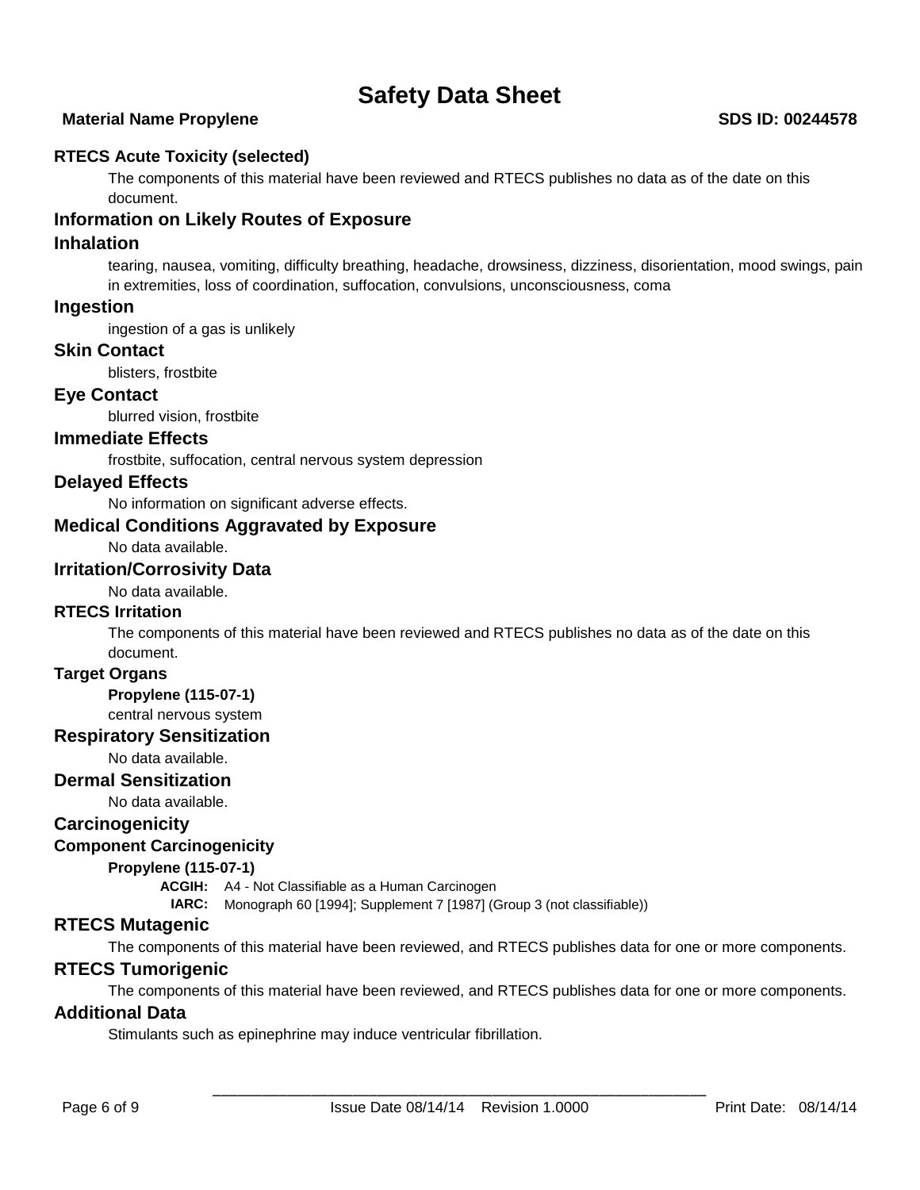### RTECS Acute Toxicity (selected)

The components of this material have been reviewed and RTECS publishes no data as of the date on this document.

## Information on Likely Routes of Exposure

## Inhalation

tearing, nausea, vomiting, difficulty breathing, headache, drowsiness, dizziness, disorientation, mood swings, pain in extremities, loss of coordination, suffocation, convulsions, unconsciousness, coma

## Ingestion

ingestion of a gas is unlikely

## Skin Contact

blisters, frostbite

## Eye Contact

blurred vision, frostbite

## Immediate Effects

frostbite, suffocation, central nervous system depression

## Delayed Effects

No information on significant adverse effects.

## Medical Conditions Aggravated by Exposure

No data available.

## Irritation/Corrosivity Data

No data available.

### RTECS Irritation

The components of this material have been reviewed and RTECS publishes no data as of the date on this document.

### Target Organs

**Propylene (115-07-1)**

central nervous system

## Respiratory Sensitization

No data available.

## Dermal Sensitization

No data available.

## Carcinogenicity

### Component Carcinogenicity

**Propylene (115-07-1)**

**ACGIH:** A4 - Not Classifiable as a Human Carcinogen

**IARC:** Monograph 60 [1994]; Supplement 7 [1987] (Group 3 (not classifiable))

## RTECS Mutagenic

The components of this material have been reviewed, and RTECS publishes data for one or more components.

## RTECS Tumorigenic

The components of this material have been reviewed, and RTECS publishes data for one or more components.

## Additional Data

Stimulants such as epinephrine may induce ventricular fibrillation.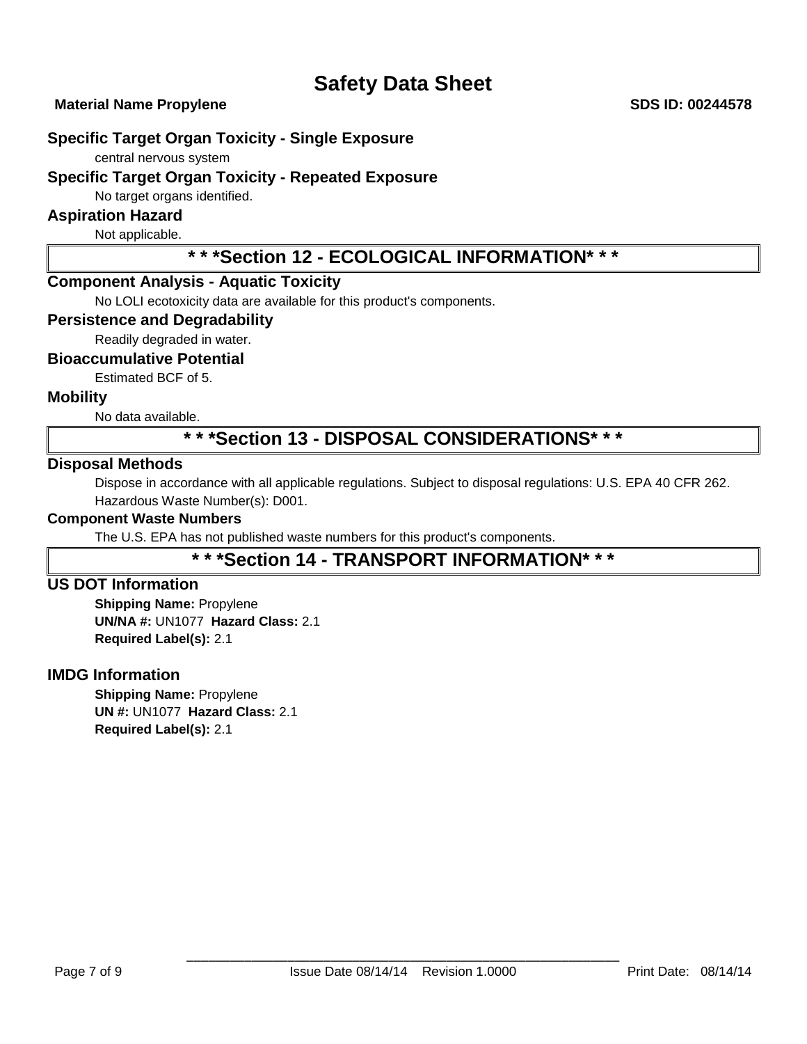### Specific Target Organ Toxicity - Single Exposure

central nervous system

### Specific Target Organ Toxicity - Repeated Exposure

No target organs identified.

### Aspiration Hazard

Not applicable.

## * * *Section 12 - ECOLOGICAL INFORMATION* * *

### Component Analysis - Aquatic Toxicity

No LOLI ecotoxicity data are available for this product's components.

### Persistence and Degradability

Readily degraded in water.

### Bioaccumulative Potential

Estimated BCF of 5.

### Mobility

No data available.

## * * *Section 13 - DISPOSAL CONSIDERATIONS* * *

### Disposal Methods

Dispose in accordance with all applicable regulations. Subject to disposal regulations: U.S. EPA 40 CFR 262. Hazardous Waste Number(s): D001.

#### Component Waste Numbers

The U.S. EPA has not published waste numbers for this product's components.

## * * *Section 14 - TRANSPORT INFORMATION* * *

### US DOT Information

**Shipping Name:** Propylene
**UN/NA #:** UN1077 **Hazard Class:** 2.1
**Required Label(s):** 2.1

### IMDG Information

**Shipping Name:** Propylene
**UN #:** UN1077 **Hazard Class:** 2.1
**Required Label(s):** 2.1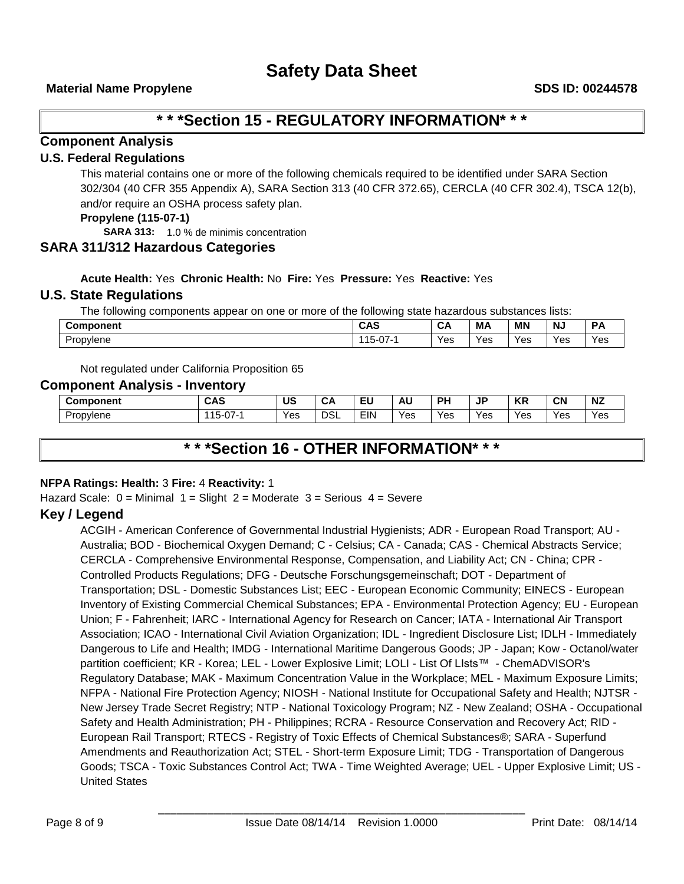# * * *Section 15 - REGULATORY INFORMATION* * *

## Component Analysis

### U.S. Federal Regulations

This material contains one or more of the following chemicals required to be identified under SARA Section 302/304 (40 CFR 355 Appendix A), SARA Section 313 (40 CFR 372.65), CERCLA (40 CFR 302.4), TSCA 12(b), and/or require an OSHA process safety plan.

**Propylene (115-07-1)**

**SARA 313:** 1.0 % de minimis concentration

### SARA 311/312 Hazardous Categories

**Acute Health:** Yes **Chronic Health:** No **Fire:** Yes **Pressure:** Yes **Reactive:** Yes

### U.S. State Regulations

The following components appear on one or more of the following state hazardous substances lists:

| Component | CAS | CA | MA | MN | NJ | PA |
|---|---|---|---|---|---|---|
| Propylene | 115-07-1 | Yes | Yes | Yes | Yes | Yes |

Not regulated under California Proposition 65

### Component Analysis - Inventory

| Component | CAS | US | CA | EU | AU | PH | JP | KR | CN | NZ |
|---|---|---|---|---|---|---|---|---|---|---|
| Propylene | 115-07-1 | Yes | DSL | EIN | Yes | Yes | Yes | Yes | Yes | Yes |

# * * *Section 16 - OTHER INFORMATION* * *

**NFPA Ratings: Health:** 3 **Fire:** 4 **Reactivity:** 1

Hazard Scale: 0 = Minimal 1 = Slight 2 = Moderate 3 = Serious 4 = Severe

### Key / Legend

ACGIH - American Conference of Governmental Industrial Hygienists; ADR - European Road Transport; AU - Australia; BOD - Biochemical Oxygen Demand; C - Celsius; CA - Canada; CAS - Chemical Abstracts Service; CERCLA - Comprehensive Environmental Response, Compensation, and Liability Act; CN - China; CPR - Controlled Products Regulations; DFG - Deutsche Forschungsgemeinschaft; DOT - Department of Transportation; DSL - Domestic Substances List; EEC - European Economic Community; EINECS - European Inventory of Existing Commercial Chemical Substances; EPA - Environmental Protection Agency; EU - European Union; F - Fahrenheit; IARC - International Agency for Research on Cancer; IATA - International Air Transport Association; ICAO - International Civil Aviation Organization; IDL - Ingredient Disclosure List; IDLH - Immediately Dangerous to Life and Health; IMDG - International Maritime Dangerous Goods; JP - Japan; Kow - Octanol/water partition coefficient; KR - Korea; LEL - Lower Explosive Limit; LOLI - List Of LIsts™ - ChemADVISOR's Regulatory Database; MAK - Maximum Concentration Value in the Workplace; MEL - Maximum Exposure Limits; NFPA - National Fire Protection Agency; NIOSH - National Institute for Occupational Safety and Health; NJTSR - New Jersey Trade Secret Registry; NTP - National Toxicology Program; NZ - New Zealand; OSHA - Occupational Safety and Health Administration; PH - Philippines; RCRA - Resource Conservation and Recovery Act; RID - European Rail Transport; RTECS - Registry of Toxic Effects of Chemical Substances®; SARA - Superfund Amendments and Reauthorization Act; STEL - Short-term Exposure Limit; TDG - Transportation of Dangerous Goods; TSCA - Toxic Substances Control Act; TWA - Time Weighted Average; UEL - Upper Explosive Limit; US - United States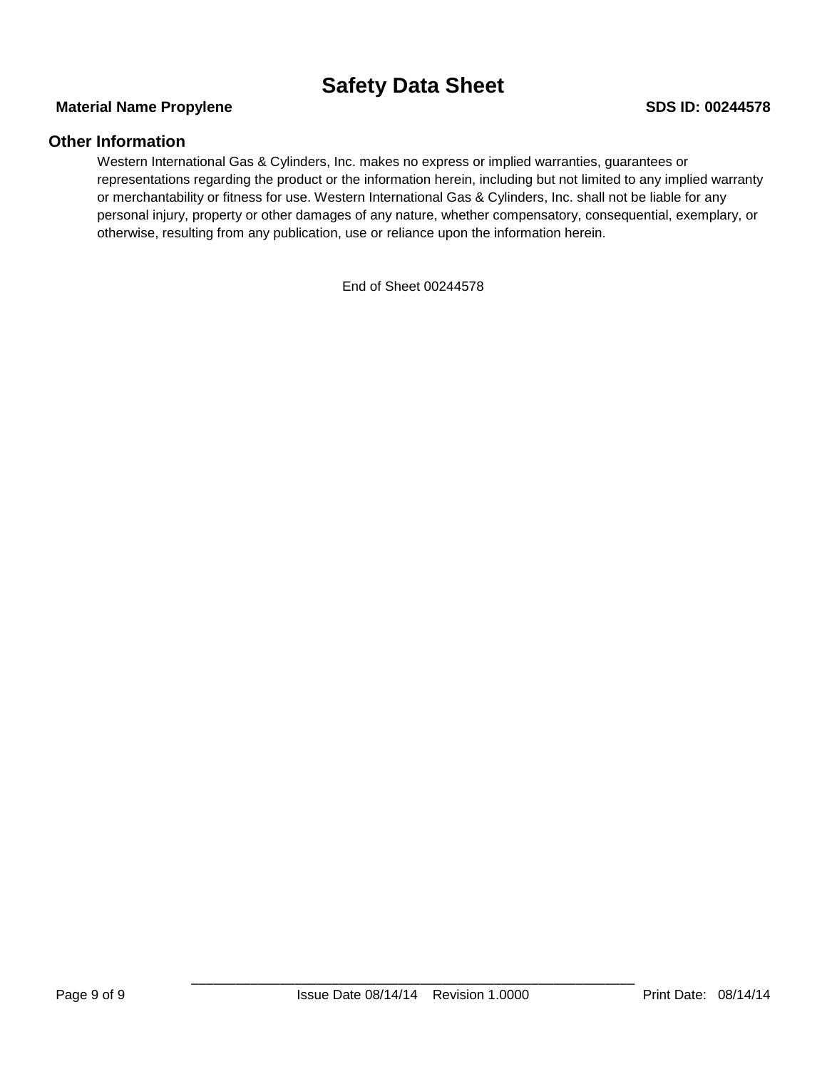## Other Information

Western International Gas & Cylinders, Inc. makes no express or implied warranties, guarantees or representations regarding the product or the information herein, including but not limited to any implied warranty or merchantability or fitness for use. Western International Gas & Cylinders, Inc. shall not be liable for any personal injury, property or other damages of any nature, whether compensatory, consequential, exemplary, or otherwise, resulting from any publication, use or reliance upon the information herein.

End of Sheet 00244578